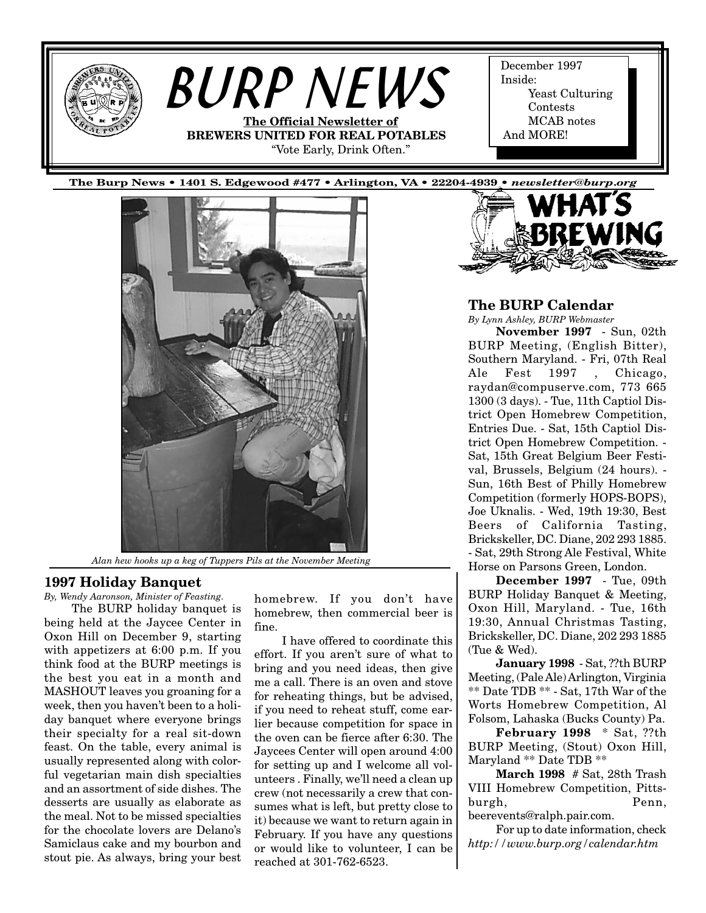# BURP NEWS

**The Official Newsletter of BREWERS UNITED FOR REAL POTABLES**

"Vote Early, Drink Often."

December 1997
Inside:
Yeast Culturing
Contests
MCAB notes
And MORE!

**The Burp News • 1401 S. Edgewood #477 • Arlington, VA • 22204-4939 •** ***newsletter@burp.org***

*Alan hew hooks up a keg of Tuppers Pils at the November Meeting*

## 1997 Holiday Banquet

*By, Wendy Aaronson, Minister of Feasting.*

The BURP holiday banquet is being held at the Jaycee Center in Oxon Hill on December 9, starting with appetizers at 6:00 p.m. If you think food at the BURP meetings is the best you eat in a month and MASHOUT leaves you groaning for a week, then you haven't been to a holiday banquet where everyone brings their specialty for a real sit-down feast. On the table, every animal is usually represented along with colorful vegetarian main dish specialties and an assortment of side dishes. The desserts are usually as elaborate as the meal. Not to be missed specialties for the chocolate lovers are Delano's Samiclaus cake and my bourbon and stout pie. As always, bring your best homebrew. If you don't have homebrew, then commercial beer is fine.

I have offered to coordinate this effort. If you aren't sure of what to bring and you need ideas, then give me a call. There is an oven and stove for reheating things, but be advised, if you need to reheat stuff, come earlier because competition for space in the oven can be fierce after 6:30. The Jaycees Center will open around 4:00 for setting up and I welcome all volunteers . Finally, we'll need a clean up crew (not necessarily a crew that consumes what is left, but pretty close to it) because we want to return again in February. If you have any questions or would like to volunteer, I can be reached at 301-762-6523.

# WHAT'S BREWING

## The BURP Calendar

*By Lynn Ashley, BURP Webmaster*

**November 1997** - Sun, 02th BURP Meeting, (English Bitter), Southern Maryland. - Fri, 07th Real Ale Fest 1997 , Chicago, raydan@compuserve.com, 773 665 1300 (3 days). - Tue, 11th Captiol District Open Homebrew Competition, Entries Due. - Sat, 15th Captiol District Open Homebrew Competition. - Sat, 15th Great Belgium Beer Festival, Brussels, Belgium (24 hours). - Sun, 16th Best of Philly Homebrew Competition (formerly HOPS-BOPS), Joe Uknalis. - Wed, 19th 19:30, Best Beers of California Tasting, Brickskeller, DC. Diane, 202 293 1885. - Sat, 29th Strong Ale Festival, White Horse on Parsons Green, London.

**December 1997** - Tue, 09th BURP Holiday Banquet & Meeting, Oxon Hill, Maryland. - Tue, 16th 19:30, Annual Christmas Tasting, Brickskeller, DC. Diane, 202 293 1885 (Tue & Wed).

**January 1998** - Sat, ??th BURP Meeting, (Pale Ale) Arlington, Virginia ** Date TDB ** - Sat, 17th War of the Worts Homebrew Competition, Al Folsom, Lahaska (Bucks County) Pa.

**February 1998** * Sat, ??th BURP Meeting, (Stout) Oxon Hill, Maryland ** Date TDB **

**March 1998** # Sat, 28th Trash VIII Homebrew Competition, Pittsburgh, Penn, beerevents@ralph.pair.com.

For up to date information, check *http://www.burp.org/calendar.htm*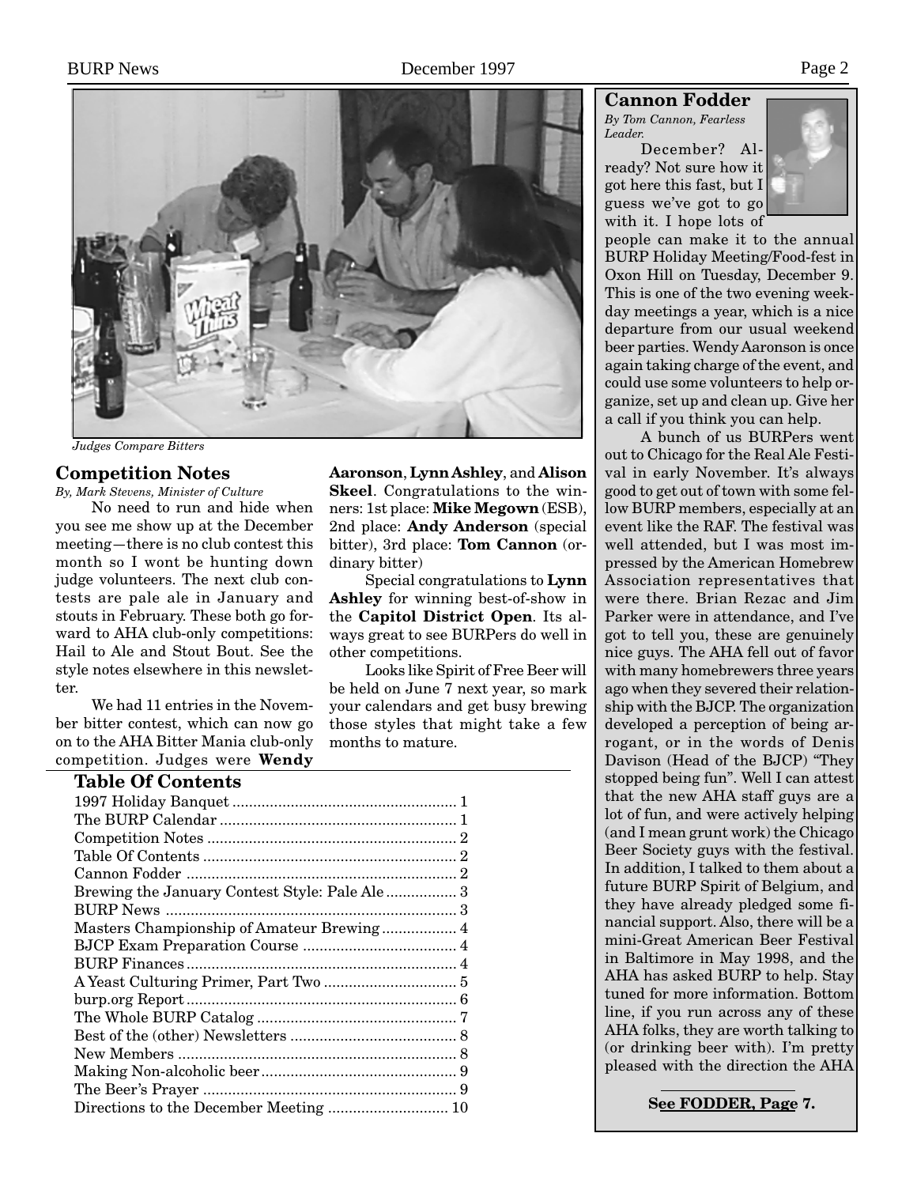*Judges Compare Bitters*

## Competition Notes

*By, Mark Stevens, Minister of Culture*

No need to run and hide when you see me show up at the December meeting—there is no club contest this month so I wont be hunting down judge volunteers. The next club contests are pale ale in January and stouts in February. These both go forward to AHA club-only competitions: Hail to Ale and Stout Bout. See the style notes elsewhere in this newsletter.

We had 11 entries in the November bitter contest, which can now go on to the AHA Bitter Mania club-only competition. Judges were **Wendy Aaronson**, **Lynn Ashley**, and **Alison Skeel**. Congratulations to the winners: 1st place: **Mike Megown** (ESB), 2nd place: **Andy Anderson** (special bitter), 3rd place: **Tom Cannon** (ordinary bitter)

Special congratulations to **Lynn Ashley** for winning best-of-show in the **Capitol District Open**. Its always great to see BURPers do well in other competitions.

Looks like Spirit of Free Beer will be held on June 7 next year, so mark your calendars and get busy brewing those styles that might take a few months to mature.

## Table Of Contents

| | |
|---|---|
| 1997 Holiday Banquet | 1 |
| The BURP Calendar | 1 |
| Competition Notes | 2 |
| Table Of Contents | 2 |
| Cannon Fodder | 2 |
| Brewing the January Contest Style: Pale Ale | 3 |
| BURP News | 3 |
| Masters Championship of Amateur Brewing | 4 |
| BJCP Exam Preparation Course | 4 |
| BURP Finances | 4 |
| A Yeast Culturing Primer, Part Two | 5 |
| burp.org Report | 6 |
| The Whole BURP Catalog | 7 |
| Best of the (other) Newsletters | 8 |
| New Members | 8 |
| Making Non-alcoholic beer | 9 |
| The Beer's Prayer | 9 |
| Directions to the December Meeting | 10 |

## Cannon Fodder

*By Tom Cannon, Fearless Leader.*

December? Already? Not sure how it got here this fast, but I guess we've got to go with it. I hope lots of people can make it to the annual BURP Holiday Meeting/Food-fest in Oxon Hill on Tuesday, December 9. This is one of the two evening weekday meetings a year, which is a nice departure from our usual weekend beer parties. Wendy Aaronson is once again taking charge of the event, and could use some volunteers to help organize, set up and clean up. Give her a call if you think you can help.

A bunch of us BURPers went out to Chicago for the Real Ale Festival in early November. It's always good to get out of town with some fellow BURP members, especially at an event like the RAF. The festival was well attended, but I was most impressed by the American Homebrew Association representatives that were there. Brian Rezac and Jim Parker were in attendance, and I've got to tell you, these are genuinely nice guys. The AHA fell out of favor with many homebrewers three years ago when they severed their relationship with the BJCP. The organization developed a perception of being arrogant, or in the words of Denis Davison (Head of the BJCP) "They stopped being fun". Well I can attest that the new AHA staff guys are a lot of fun, and were actively helping (and I mean grunt work) the Chicago Beer Society guys with the festival. In addition, I talked to them about a future BURP Spirit of Belgium, and they have already pledged some financial support. Also, there will be a mini-Great American Beer Festival in Baltimore in May 1998, and the AHA has asked BURP to help. Stay tuned for more information. Bottom line, if you run across any of these AHA folks, they are worth talking to (or drinking beer with). I'm pretty pleased with the direction the AHA

**See FODDER, Page 7.**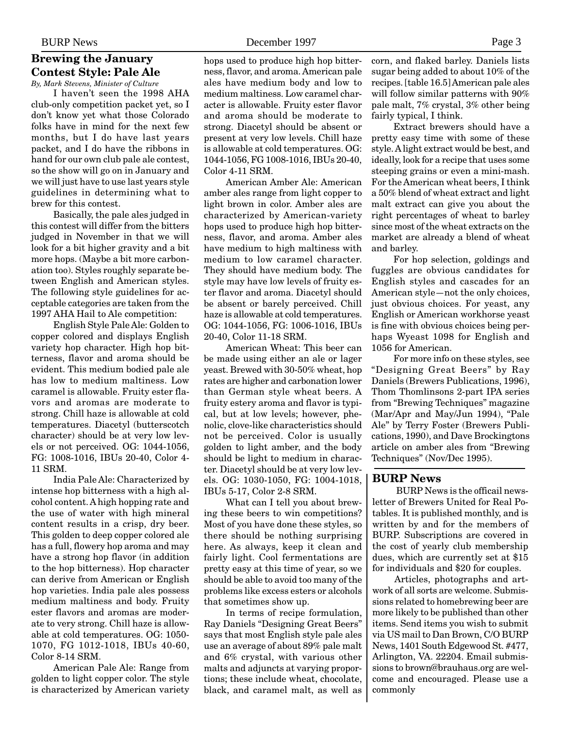## Brewing the January Contest Style: Pale Ale

*By, Mark Stevens, Minister of Culture*

I haven't seen the 1998 AHA club-only competition packet yet, so I don't know yet what those Colorado folks have in mind for the next few months, but I do have last years packet, and I do have the ribbons in hand for our own club pale ale contest, so the show will go on in January and we will just have to use last years style guidelines in determining what to brew for this contest.

Basically, the pale ales judged in this contest will differ from the bitters judged in November in that we will look for a bit higher gravity and a bit more hops. (Maybe a bit more carbonation too). Styles roughly separate between English and American styles. The following style guidelines for acceptable categories are taken from the 1997 AHA Hail to Ale competition:

English Style Pale Ale: Golden to copper colored and displays English variety hop character. High hop bitterness, flavor and aroma should be evident. This medium bodied pale ale has low to medium maltiness. Low caramel is allowable. Fruity ester flavors and aromas are moderate to strong. Chill haze is allowable at cold temperatures. Diacetyl (butterscotch character) should be at very low levels or not perceived. OG: 1044-1056, FG: 1008-1016, IBUs 20-40, Color 4-11 SRM.

India Pale Ale: Characterized by intense hop bitterness with a high alcohol content. A high hopping rate and the use of water with high mineral content results in a crisp, dry beer. This golden to deep copper colored ale has a full, flowery hop aroma and may have a strong hop flavor (in addition to the hop bitterness). Hop character can derive from American or English hop varieties. India pale ales possess medium maltiness and body. Fruity ester flavors and aromas are moderate to very strong. Chill haze is allowable at cold temperatures. OG: 1050-1070, FG 1012-1018, IBUs 40-60, Color 8-14 SRM.

American Pale Ale: Range from golden to light copper color. The style is characterized by American variety hops used to produce high hop bitterness, flavor, and aroma. American pale ales have medium body and low to medium maltiness. Low caramel character is allowable. Fruity ester flavor and aroma should be moderate to strong. Diacetyl should be absent or present at very low levels. Chill haze is allowable at cold temperatures. OG: 1044-1056, FG 1008-1016, IBUs 20-40, Color 4-11 SRM.

American Amber Ale: American amber ales range from light copper to light brown in color. Amber ales are characterized by American-variety hops used to produce high hop bitterness, flavor, and aroma. Amber ales have medium to high maltiness with medium to low caramel character. They should have medium body. The style may have low levels of fruity ester flavor and aroma. Diacetyl should be absent or barely perceived. Chill haze is allowable at cold temperatures. OG: 1044-1056, FG: 1006-1016, IBUs 20-40, Color 11-18 SRM.

American Wheat: This beer can be made using either an ale or lager yeast. Brewed with 30-50% wheat, hop rates are higher and carbonation lower than German style wheat beers. A fruity estery aroma and flavor is typical, but at low levels; however, phenolic, clove-like characteristics should not be perceived. Color is usually golden to light amber, and the body should be light to medium in character. Diacetyl should be at very low levels. OG: 1030-1050, FG: 1004-1018, IBUs 5-17, Color 2-8 SRM.

What can I tell you about brewing these beers to win competitions? Most of you have done these styles, so there should be nothing surprising here. As always, keep it clean and fairly light. Cool fermentations are pretty easy at this time of year, so we should be able to avoid too many of the problems like excess esters or alcohols that sometimes show up.

In terms of recipe formulation, Ray Daniels "Designing Great Beers" says that most English style pale ales use an average of about 89% pale malt and 6% crystal, with various other malts and adjuncts at varying proportions; these include wheat, chocolate, black, and caramel malt, as well as corn, and flaked barley. Daniels lists sugar being added to about 10% of the recipes. [table 16.5] American pale ales will follow similar patterns with 90% pale malt, 7% crystal, 3% other being fairly typical, I think.

Extract brewers should have a pretty easy time with some of these style. A light extract would be best, and ideally, look for a recipe that uses some steeping grains or even a mini-mash. For the American wheat beers, I think a 50% blend of wheat extract and light malt extract can give you about the right percentages of wheat to barley since most of the wheat extracts on the market are already a blend of wheat and barley.

For hop selection, goldings and fuggles are obvious candidates for English styles and cascades for an American style—not the only choices, just obvious choices. For yeast, any English or American workhorse yeast is fine with obvious choices being perhaps Wyeast 1098 for English and 1056 for American.

For more info on these styles, see "Designing Great Beers" by Ray Daniels (Brewers Publications, 1996), Thom Thomlinsons 2-part IPA series from "Brewing Techniques" magazine (Mar/Apr and May/Jun 1994), "Pale Ale" by Terry Foster (Brewers Publications, 1990), and Dave Brockingtons article on amber ales from "Brewing Techniques" (Nov/Dec 1995).

## BURP News

BURP News is the officail newsletter of Brewers United for Real Potables. It is published monthly, and is written by and for the members of BURP. Subscriptions are covered in the cost of yearly club membership dues, which are currently set at $15 for individuals and $20 for couples.

Articles, photographs and artwork of all sorts are welcome. Submissions related to homebrewing beer are more likely to be published than other items. Send items you wish to submit via US mail to Dan Brown, C/O BURP News, 1401 South Edgewood St. #477, Arlington, VA. 22204. Email submissions to brown@brauhaus.org are welcome and encouraged. Please use a commonly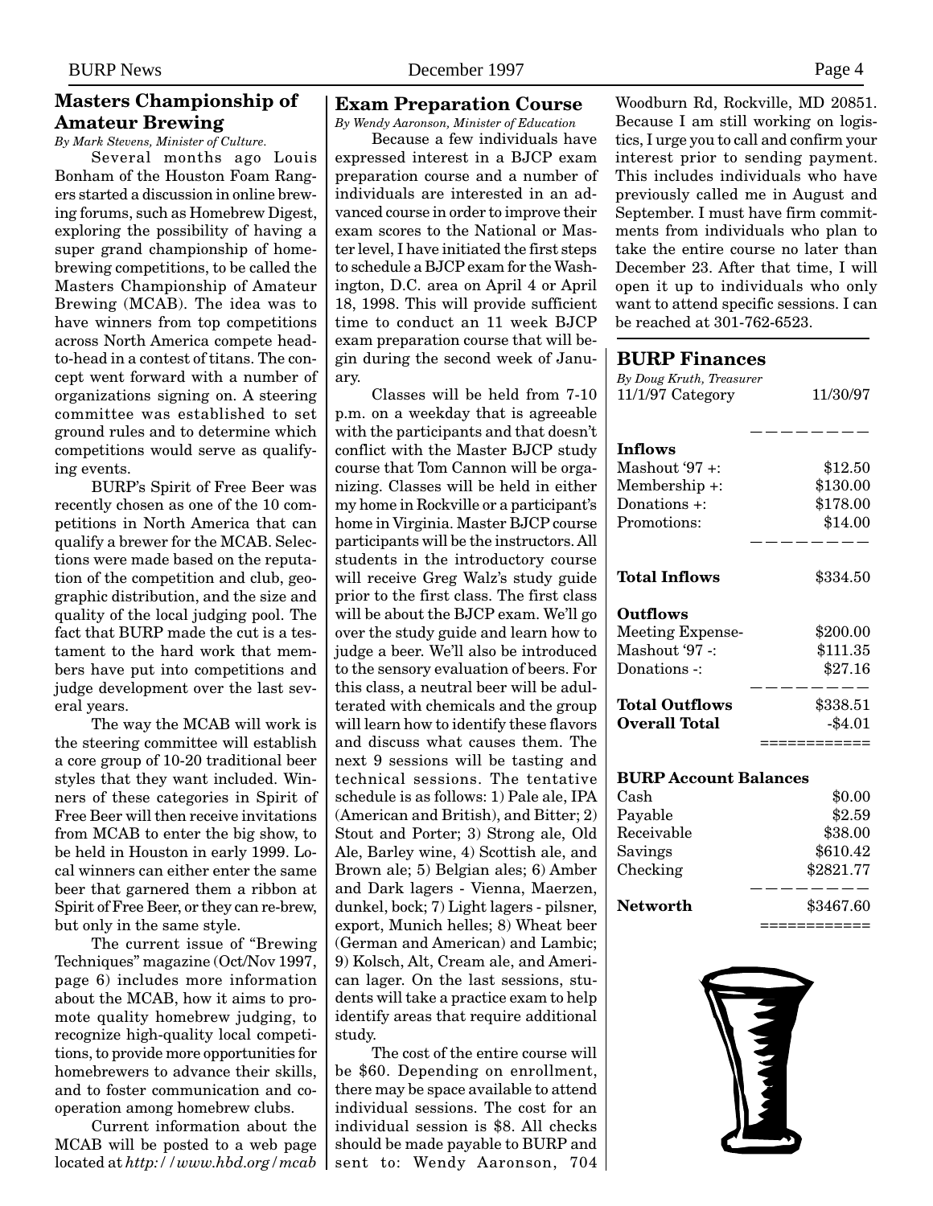## Masters Championship of Amateur Brewing

*By Mark Stevens, Minister of Culture.*

Several months ago Louis Bonham of the Houston Foam Rangers started a discussion in online brewing forums, such as Homebrew Digest, exploring the possibility of having a super grand championship of homebrewing competitions, to be called the Masters Championship of Amateur Brewing (MCAB). The idea was to have winners from top competitions across North America compete head-to-head in a contest of titans. The concept went forward with a number of organizations signing on. A steering committee was established to set ground rules and to determine which competitions would serve as qualifying events.

BURP's Spirit of Free Beer was recently chosen as one of the 10 competitions in North America that can qualify a brewer for the MCAB. Selections were made based on the reputation of the competition and club, geographic distribution, and the size and quality of the local judging pool. The fact that BURP made the cut is a testament to the hard work that members have put into competitions and judge development over the last several years.

The way the MCAB will work is the steering committee will establish a core group of 10-20 traditional beer styles that they want included. Winners of these categories in Spirit of Free Beer will then receive invitations from MCAB to enter the big show, to be held in Houston in early 1999. Local winners can either enter the same beer that garnered them a ribbon at Spirit of Free Beer, or they can re-brew, but only in the same style.

The current issue of "Brewing Techniques" magazine (Oct/Nov 1997, page 6) includes more information about the MCAB, how it aims to promote quality homebrew judging, to recognize high-quality local competitions, to provide more opportunities for homebrewers to advance their skills, and to foster communication and cooperation among homebrew clubs.

Current information about the MCAB will be posted to a web page located at *http://www.hbd.org/mcab*

## Exam Preparation Course

*By Wendy Aaronson, Minister of Education*

Because a few individuals have expressed interest in a BJCP exam preparation course and a number of individuals are interested in an advanced course in order to improve their exam scores to the National or Master level, I have initiated the first steps to schedule a BJCP exam for the Washington, D.C. area on April 4 or April 18, 1998. This will provide sufficient time to conduct an 11 week BJCP exam preparation course that will begin during the second week of January.

Classes will be held from 7-10 p.m. on a weekday that is agreeable with the participants and that doesn't conflict with the Master BJCP study course that Tom Cannon will be organizing. Classes will be held in either my home in Rockville or a participant's home in Virginia. Master BJCP course participants will be the instructors. All students in the introductory course will receive Greg Walz's study guide prior to the first class. The first class will be about the BJCP exam. We'll go over the study guide and learn how to judge a beer. We'll also be introduced to the sensory evaluation of beers. For this class, a neutral beer will be adulterated with chemicals and the group will learn how to identify these flavors and discuss what causes them. The next 9 sessions will be tasting and technical sessions. The tentative schedule is as follows: 1) Pale ale, IPA (American and British), and Bitter; 2) Stout and Porter; 3) Strong ale, Old Ale, Barley wine, 4) Scottish ale, and Brown ale; 5) Belgian ales; 6) Amber and Dark lagers - Vienna, Maerzen, dunkel, bock; 7) Light lagers - pilsner, export, Munich helles; 8) Wheat beer (German and American) and Lambic; 9) Kolsch, Alt, Cream ale, and American lager. On the last sessions, students will take a practice exam to help identify areas that require additional study.

The cost of the entire course will be $60. Depending on enrollment, there may be space available to attend individual sessions. The cost for an individual session is $8. All checks should be made payable to BURP and sent to: Wendy Aaronson, 704 Woodburn Rd, Rockville, MD 20851. Because I am still working on logistics, I urge you to call and confirm your interest prior to sending payment. This includes individuals who have previously called me in August and September. I must have firm commitments from individuals who plan to take the entire course no later than December 23. After that time, I will open it up to individuals who only want to attend specific sessions. I can be reached at 301-762-6523.

## BURP Finances

*By Doug Kruth, Treasurer*

| 11/1/97 Category | 11/30/97 |
|---|---|
| **Inflows** | |
| Mashout '97 +: | $12.50 |
| Membership +: | $130.00 |
| Donations +: | $178.00 |
| Promotions: | $14.00 |
| **Total Inflows** | $334.50 |
| **Outflows** | |
| Meeting Expense- | $200.00 |
| Mashout '97 -: | $111.35 |
| Donations -: | $27.16 |
| **Total Outflows** | $338.51 |
| **Overall Total** | -$4.01 |

**BURP Account Balances**

| Account | Balance |
|---|---|
| Cash | $0.00 |
| Payable | $2.59 |
| Receivable | $38.00 |
| Savings | $610.42 |
| Checking | $2821.77 |
| **Networth** | $3467.60 |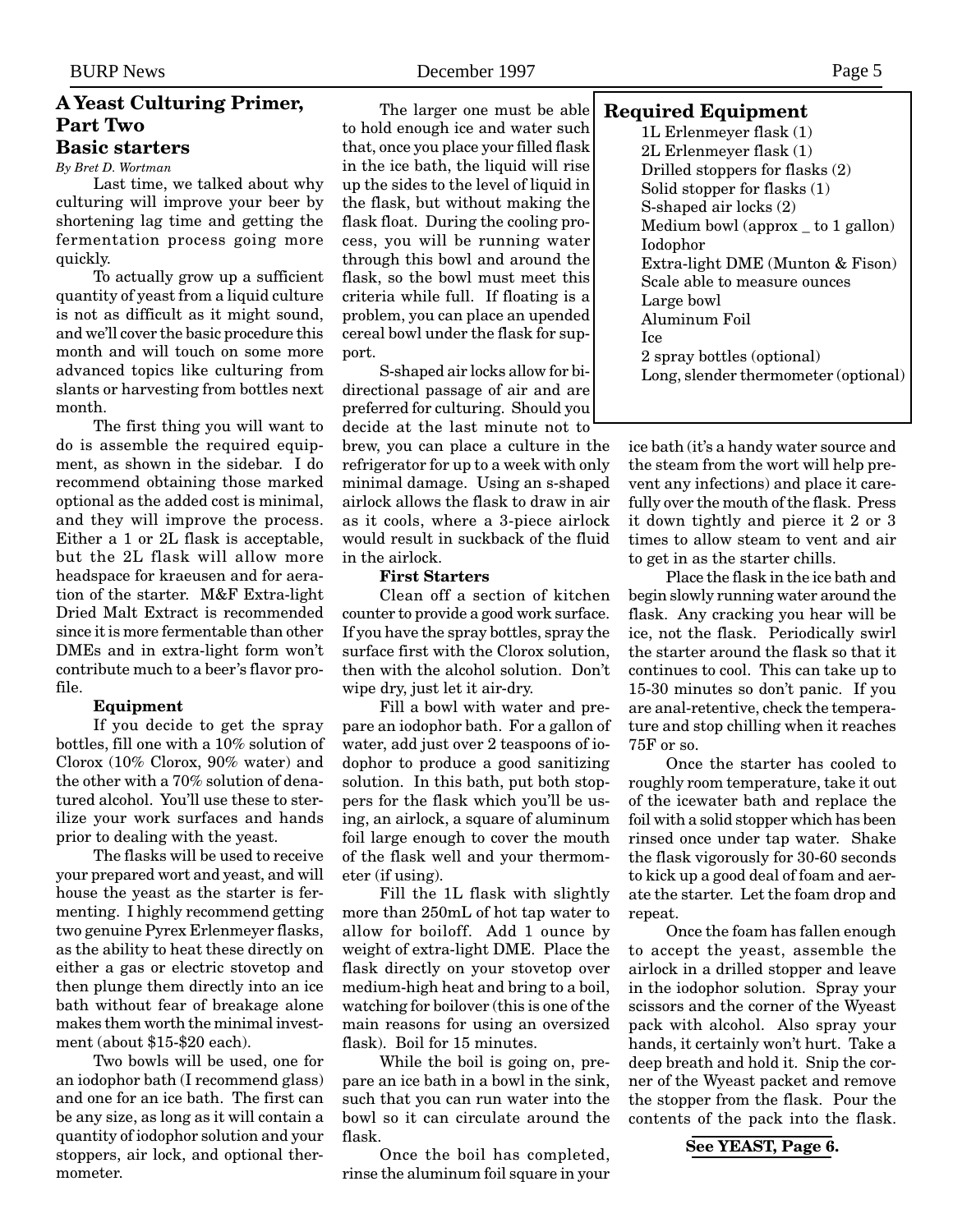## A Yeast Culturing Primer, Part Two

### Basic starters

*By Bret D. Wortman*

Last time, we talked about why culturing will improve your beer by shortening lag time and getting the fermentation process going more quickly.

To actually grow up a sufficient quantity of yeast from a liquid culture is not as difficult as it might sound, and we'll cover the basic procedure this month and will touch on some more advanced topics like culturing from slants or harvesting from bottles next month.

The first thing you will want to do is assemble the required equipment, as shown in the sidebar. I do recommend obtaining those marked optional as the added cost is minimal, and they will improve the process. Either a 1 or 2L flask is acceptable, but the 2L flask will allow more headspace for kraeusen and for aeration of the starter. M&F Extra-light Dried Malt Extract is recommended since it is more fermentable than other DMEs and in extra-light form won't contribute much to a beer's flavor profile.

**Equipment**

If you decide to get the spray bottles, fill one with a 10% solution of Clorox (10% Clorox, 90% water) and the other with a 70% solution of denatured alcohol. You'll use these to sterilize your work surfaces and hands prior to dealing with the yeast.

The flasks will be used to receive your prepared wort and yeast, and will house the yeast as the starter is fermenting. I highly recommend getting two genuine Pyrex Erlenmeyer flasks, as the ability to heat these directly on either a gas or electric stovetop and then plunge them directly into an ice bath without fear of breakage alone makes them worth the minimal investment (about $15-$20 each).

Two bowls will be used, one for an iodophor bath (I recommend glass) and one for an ice bath. The first can be any size, as long as it will contain a quantity of iodophor solution and your stoppers, air lock, and optional thermometer.

The larger one must be able to hold enough ice and water such that, once you place your filled flask in the ice bath, the liquid will rise up the sides to the level of liquid in the flask, but without making the flask float. During the cooling process, you will be running water through this bowl and around the flask, so the bowl must meet this criteria while full. If floating is a problem, you can place an upended cereal bowl under the flask for support.

S-shaped air locks allow for bi-directional passage of air and are preferred for culturing. Should you decide at the last minute not to brew, you can place a culture in the refrigerator for up to a week with only minimal damage. Using an s-shaped airlock allows the flask to draw in air as it cools, where a 3-piece airlock would result in suckback of the fluid in the airlock.

**Required Equipment**

- 1L Erlenmeyer flask (1)
- 2L Erlenmeyer flask (1)
- Drilled stoppers for flasks (2)
- Solid stopper for flasks (1)
- S-shaped air locks (2)
- Medium bowl (approx _ to 1 gallon)
- Iodophor
- Extra-light DME (Munton & Fison)
- Scale able to measure ounces
- Large bowl
- Aluminum Foil
- Ice
- 2 spray bottles (optional)
- Long, slender thermometer (optional)

**First Starters**

Clean off a section of kitchen counter to provide a good work surface. If you have the spray bottles, spray the surface first with the Clorox solution, then with the alcohol solution. Don't wipe dry, just let it air-dry.

Fill a bowl with water and prepare an iodophor bath. For a gallon of water, add just over 2 teaspoons of iodophor to produce a good sanitizing solution. In this bath, put both stoppers for the flask which you'll be using, an airlock, a square of aluminum foil large enough to cover the mouth of the flask well and your thermometer (if using).

Fill the 1L flask with slightly more than 250mL of hot tap water to allow for boiloff. Add 1 ounce by weight of extra-light DME. Place the flask directly on your stovetop over medium-high heat and bring to a boil, watching for boilover (this is one of the main reasons for using an oversized flask). Boil for 15 minutes.

While the boil is going on, prepare an ice bath in a bowl in the sink, such that you can run water into the bowl so it can circulate around the flask.

Once the boil has completed, rinse the aluminum foil square in your ice bath (it's a handy water source and the steam from the wort will help prevent any infections) and place it carefully over the mouth of the flask. Press it down tightly and pierce it 2 or 3 times to allow steam to vent and air to get in as the starter chills.

Place the flask in the ice bath and begin slowly running water around the flask. Any cracking you hear will be ice, not the flask. Periodically swirl the starter around the flask so that it continues to cool. This can take up to 15-30 minutes so don't panic. If you are anal-retentive, check the temperature and stop chilling when it reaches 75F or so.

Once the starter has cooled to roughly room temperature, take it out of the icewater bath and replace the foil with a solid stopper which has been rinsed once under tap water. Shake the flask vigorously for 30-60 seconds to kick up a good deal of foam and aerate the starter. Let the foam drop and repeat.

Once the foam has fallen enough to accept the yeast, assemble the airlock in a drilled stopper and leave in the iodophor solution. Spray your scissors and the corner of the Wyeast pack with alcohol. Also spray your hands, it certainly won't hurt. Take a deep breath and hold it. Snip the corner of the Wyeast packet and remove the stopper from the flask. Pour the contents of the pack into the flask.

**See YEAST, Page 6.**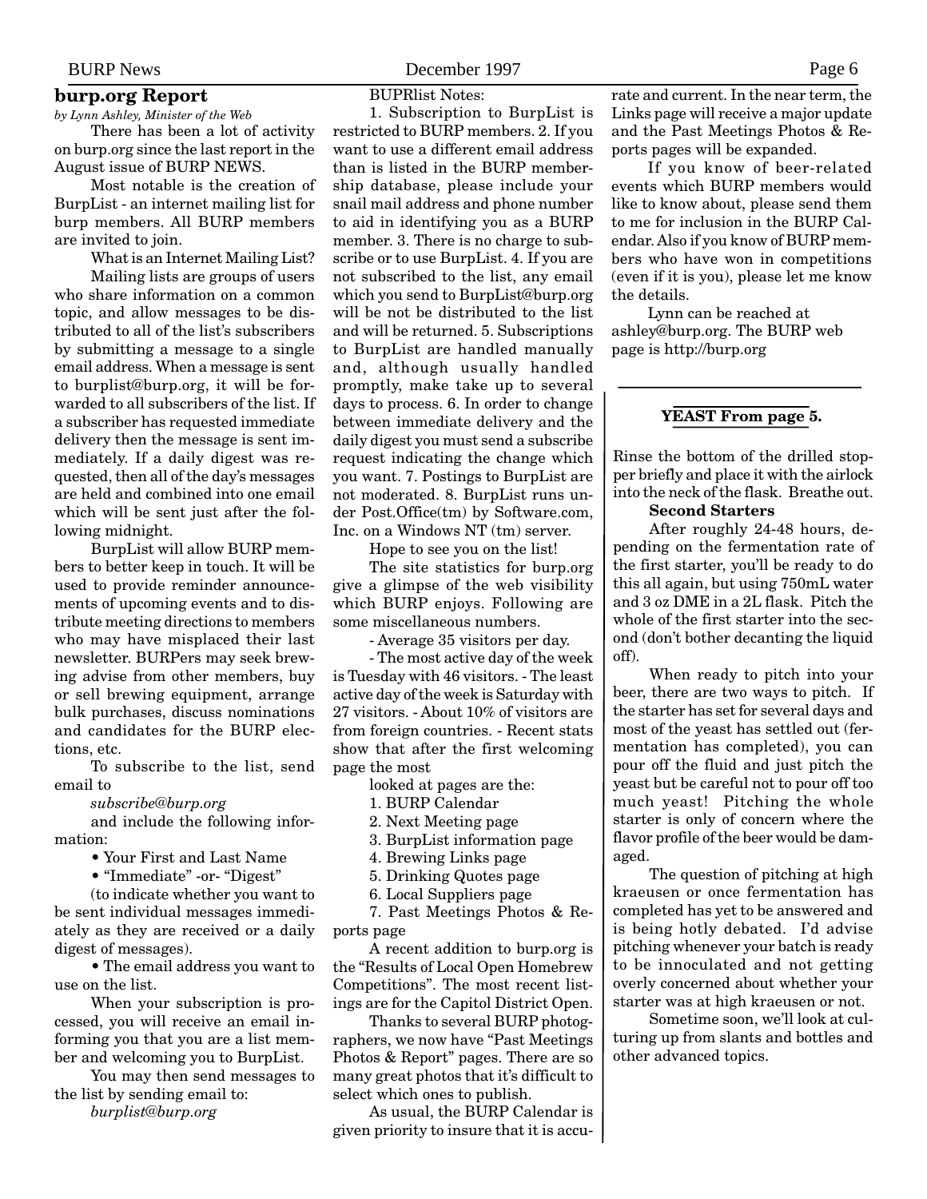## burp.org Report

*by Lynn Ashley, Minister of the Web*

There has been a lot of activity on burp.org since the last report in the August issue of BURP NEWS.

Most notable is the creation of BurpList - an internet mailing list for burp members. All BURP members are invited to join.

What is an Internet Mailing List?

Mailing lists are groups of users who share information on a common topic, and allow messages to be distributed to all of the list's subscribers by submitting a message to a single email address. When a message is sent to burplist@burp.org, it will be forwarded to all subscribers of the list. If a subscriber has requested immediate delivery then the message is sent immediately. If a daily digest was requested, then all of the day's messages are held and combined into one email which will be sent just after the following midnight.

BurpList will allow BURP members to better keep in touch. It will be used to provide reminder announcements of upcoming events and to distribute meeting directions to members who may have misplaced their last newsletter. BURPers may seek brewing advise from other members, buy or sell brewing equipment, arrange bulk purchases, discuss nominations and candidates for the BURP elections, etc.

To subscribe to the list, send email to

*subscribe@burp.org*

and include the following information:

- Your First and Last Name
- "Immediate" -or- "Digest"

(to indicate whether you want to be sent individual messages immediately as they are received or a daily digest of messages).

- The email address you want to use on the list.

When your subscription is processed, you will receive an email informing you that you are a list member and welcoming you to BurpList.

You may then send messages to the list by sending email to:

*burplist@burp.org*

BUPRlist Notes:

1. Subscription to BurpList is restricted to BURP members. 2. If you want to use a different email address than is listed in the BURP membership database, please include your snail mail address and phone number to aid in identifying you as a BURP member. 3. There is no charge to subscribe or to use BurpList. 4. If you are not subscribed to the list, any email which you send to BurpList@burp.org will be not be distributed to the list and will be returned. 5. Subscriptions to BurpList are handled manually and, although usually handled promptly, make take up to several days to process. 6. In order to change between immediate delivery and the daily digest you must send a subscribe request indicating the change which you want. 7. Postings to BurpList are not moderated. 8. BurpList runs under Post.Office(tm) by Software.com, Inc. on a Windows NT (tm) server.

Hope to see you on the list!

The site statistics for burp.org give a glimpse of the web visibility which BURP enjoys. Following are some miscellaneous numbers.

- Average 35 visitors per day.

- The most active day of the week is Tuesday with 46 visitors. - The least active day of the week is Saturday with 27 visitors. - About 10% of visitors are from foreign countries. - Recent stats show that after the first welcoming page the most

looked at pages are the:

1. BURP Calendar
2. Next Meeting page
3. BurpList information page
4. Brewing Links page
5. Drinking Quotes page
6. Local Suppliers page
7. Past Meetings Photos & Reports page

A recent addition to burp.org is the "Results of Local Open Homebrew Competitions". The most recent listings are for the Capitol District Open.

Thanks to several BURP photographers, we now have "Past Meetings Photos & Report" pages. There are so many great photos that it's difficult to select which ones to publish.

As usual, the BURP Calendar is given priority to insure that it is accurate and current. In the near term, the Links page will receive a major update and the Past Meetings Photos & Reports pages will be expanded.

If you know of beer-related events which BURP members would like to know about, please send them to me for inclusion in the BURP Calendar. Also if you know of BURP members who have won in competitions (even if it is you), please let me know the details.

Lynn can be reached at ashley@burp.org. The BURP web page is http://burp.org

---

**YEAST From page 5.**

Rinse the bottom of the drilled stopper briefly and place it with the airlock into the neck of the flask. Breathe out.

**Second Starters**

After roughly 24-48 hours, depending on the fermentation rate of the first starter, you'll be ready to do this all again, but using 750mL water and 3 oz DME in a 2L flask. Pitch the whole of the first starter into the second (don't bother decanting the liquid off).

When ready to pitch into your beer, there are two ways to pitch. If the starter has set for several days and most of the yeast has settled out (fermentation has completed), you can pour off the fluid and just pitch the yeast but be careful not to pour off too much yeast! Pitching the whole starter is only of concern where the flavor profile of the beer would be damaged.

The question of pitching at high kraeusen or once fermentation has completed has yet to be answered and is being hotly debated. I'd advise pitching whenever your batch is ready to be innoculated and not getting overly concerned about whether your starter was at high kraeusen or not.

Sometime soon, we'll look at culturing up from slants and bottles and other advanced topics.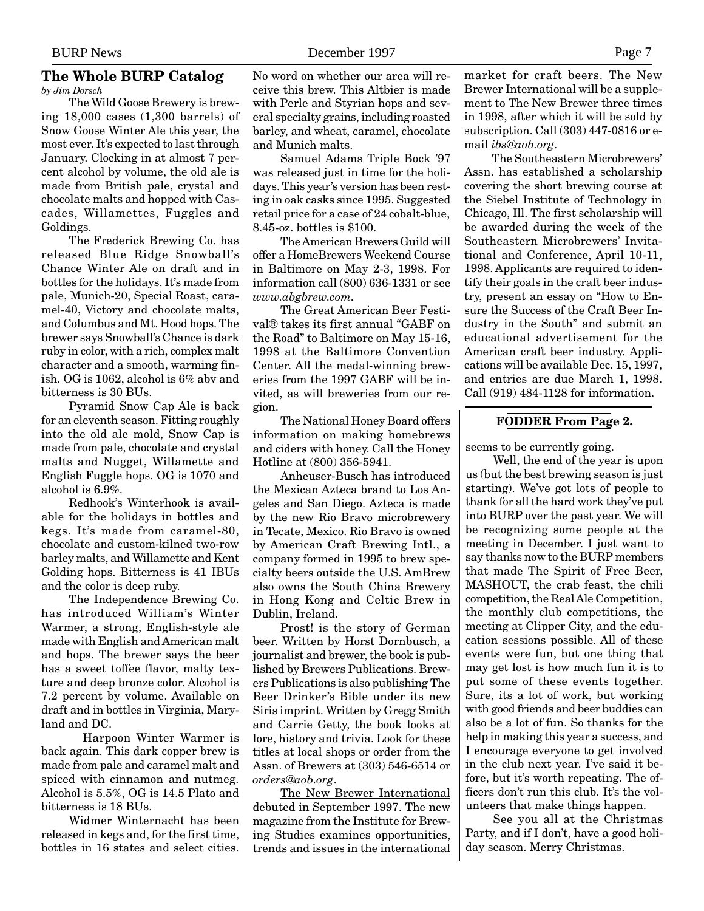## The Whole BURP Catalog

*by Jim Dorsch*

The Wild Goose Brewery is brewing 18,000 cases (1,300 barrels) of Snow Goose Winter Ale this year, the most ever. It's expected to last through January. Clocking in at almost 7 percent alcohol by volume, the old ale is made from British pale, crystal and chocolate malts and hopped with Cascades, Willamettes, Fuggles and Goldings.

The Frederick Brewing Co. has released Blue Ridge Snowball's Chance Winter Ale on draft and in bottles for the holidays. It's made from pale, Munich-20, Special Roast, caramel-40, Victory and chocolate malts, and Columbus and Mt. Hood hops. The brewer says Snowball's Chance is dark ruby in color, with a rich, complex malt character and a smooth, warming finish. OG is 1062, alcohol is 6% abv and bitterness is 30 BUs.

Pyramid Snow Cap Ale is back for an eleventh season. Fitting roughly into the old ale mold, Snow Cap is made from pale, chocolate and crystal malts and Nugget, Willamette and English Fuggle hops. OG is 1070 and alcohol is 6.9%.

Redhook's Winterhook is available for the holidays in bottles and kegs. It's made from caramel-80, chocolate and custom-kilned two-row barley malts, and Willamette and Kent Golding hops. Bitterness is 41 IBUs and the color is deep ruby.

The Independence Brewing Co. has introduced William's Winter Warmer, a strong, English-style ale made with English and American malt and hops. The brewer says the beer has a sweet toffee flavor, malty texture and deep bronze color. Alcohol is 7.2 percent by volume. Available on draft and in bottles in Virginia, Maryland and DC.

Harpoon Winter Warmer is back again. This dark copper brew is made from pale and caramel malt and spiced with cinnamon and nutmeg. Alcohol is 5.5%, OG is 14.5 Plato and bitterness is 18 BUs.

Widmer Winternacht has been released in kegs and, for the first time, bottles in 16 states and select cities. No word on whether our area will receive this brew. This Altbier is made with Perle and Styrian hops and several specialty grains, including roasted barley, and wheat, caramel, chocolate and Munich malts.

Samuel Adams Triple Bock '97 was released just in time for the holidays. This year's version has been resting in oak casks since 1995. Suggested retail price for a case of 24 cobalt-blue, 8.45-oz. bottles is $100.

The American Brewers Guild will offer a HomeBrewers Weekend Course in Baltimore on May 2-3, 1998. For information call (800) 636-1331 or see *www.abgbrew.com*.

The Great American Beer Festival® takes its first annual "GABF on the Road" to Baltimore on May 15-16, 1998 at the Baltimore Convention Center. All the medal-winning breweries from the 1997 GABF will be invited, as will breweries from our region.

The National Honey Board offers information on making homebrews and ciders with honey. Call the Honey Hotline at (800) 356-5941.

Anheuser-Busch has introduced the Mexican Azteca brand to Los Angeles and San Diego. Azteca is made by the new Rio Bravo microbrewery in Tecate, Mexico. Rio Bravo is owned by American Craft Brewing Intl., a company formed in 1995 to brew specialty beers outside the U.S. AmBrew also owns the South China Brewery in Hong Kong and Celtic Brew in Dublin, Ireland.

Prost! is the story of German beer. Written by Horst Dornbusch, a journalist and brewer, the book is published by Brewers Publications. Brewers Publications is also publishing The Beer Drinker's Bible under its new Siris imprint. Written by Gregg Smith and Carrie Getty, the book looks at lore, history and trivia. Look for these titles at local shops or order from the Assn. of Brewers at (303) 546-6514 or *orders@aob.org*.

The New Brewer International debuted in September 1997. The new magazine from the Institute for Brewing Studies examines opportunities, trends and issues in the international market for craft beers. The New Brewer International will be a supplement to The New Brewer three times in 1998, after which it will be sold by subscription. Call (303) 447-0816 or e-mail *ibs@aob.org*.

The Southeastern Microbrewers' Assn. has established a scholarship covering the short brewing course at the Siebel Institute of Technology in Chicago, Ill. The first scholarship will be awarded during the week of the Southeastern Microbrewers' Invitational and Conference, April 10-11, 1998. Applicants are required to identify their goals in the craft beer industry, present an essay on "How to Ensure the Success of the Craft Beer Industry in the South" and submit an educational advertisement for the American craft beer industry. Applications will be available Dec. 15, 1997, and entries are due March 1, 1998. Call (919) 484-1128 for information.

### FODDER From Page 2.

seems to be currently going.

Well, the end of the year is upon us (but the best brewing season is just starting). We've got lots of people to thank for all the hard work they've put into BURP over the past year. We will be recognizing some people at the meeting in December. I just want to say thanks now to the BURP members that made The Spirit of Free Beer, MASHOUT, the crab feast, the chili competition, the Real Ale Competition, the monthly club competitions, the meeting at Clipper City, and the education sessions possible. All of these events were fun, but one thing that may get lost is how much fun it is to put some of these events together. Sure, its a lot of work, but working with good friends and beer buddies can also be a lot of fun. So thanks for the help in making this year a success, and I encourage everyone to get involved in the club next year. I've said it before, but it's worth repeating. The officers don't run this club. It's the volunteers that make things happen.

See you all at the Christmas Party, and if I don't, have a good holiday season. Merry Christmas.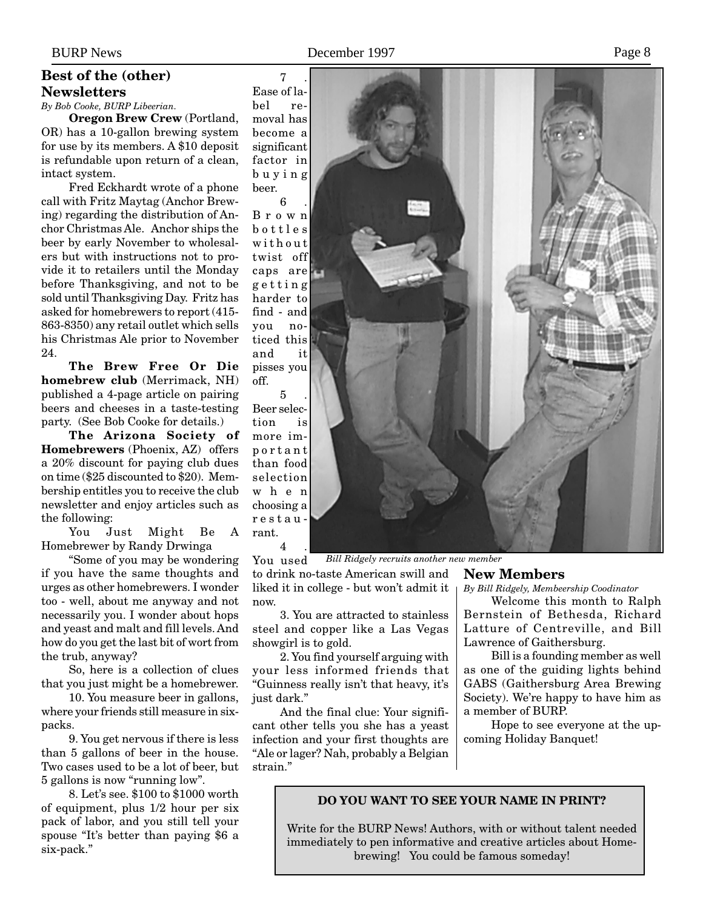## Best of the (other) Newsletters

*By Bob Cooke, BURP Libeerian.*

**Oregon Brew Crew** (Portland, OR) has a 10-gallon brewing system for use by its members. A $10 deposit is refundable upon return of a clean, intact system.

Fred Eckhardt wrote of a phone call with Fritz Maytag (Anchor Brewing) regarding the distribution of Anchor Christmas Ale. Anchor ships the beer by early November to wholesalers but with instructions not to provide it to retailers until the Monday before Thanksgiving, and not to be sold until Thanksgiving Day. Fritz has asked for homebrewers to report (415-863-8350) any retail outlet which sells his Christmas Ale prior to November 24.

**The Brew Free Or Die homebrew club** (Merrimack, NH) published a 4-page article on pairing beers and cheeses in a taste-testing party. (See Bob Cooke for details.)

**The Arizona Society of Homebrewers** (Phoenix, AZ) offers a 20% discount for paying club dues on time ($25 discounted to $20). Membership entitles you to receive the club newsletter and enjoy articles such as the following:

You Just Might Be A Homebrewer by Randy Drwinga

"Some of you may be wondering if you have the same thoughts and urges as other homebrewers. I wonder too - well, about me anyway and not necessarily you. I wonder about hops and yeast and malt and fill levels. And how do you get the last bit of wort from the trub, anyway?

So, here is a collection of clues that you just might be a homebrewer.

10. You measure beer in gallons, where your friends still measure in six-packs.

9. You get nervous if there is less than 5 gallons of beer in the house. Two cases used to be a lot of beer, but 5 gallons is now "running low".

8. Let's see. $100 to $1000 worth of equipment, plus 1/2 hour per six pack of labor, and you still tell your spouse "It's better than paying $6 a six-pack."

7. Ease of label removal has become a significant factor in buying beer.

6. Brown bottles without twist off caps are getting harder to find - and you noticed this and it pisses you off.

5. Beer selection is more important than food selection when choosing a restaurant.

4. You used to drink no-taste American swill and liked it in college - but won't admit it now.

3. You are attracted to stainless steel and copper like a Las Vegas showgirl is to gold.

2. You find yourself arguing with your less informed friends that "Guinness really isn't that heavy, it's just dark."

And the final clue: Your significant other tells you she has a yeast infection and your first thoughts are "Ale or lager? Nah, probably a Belgian strain."

*Bill Ridgely recruits another new member*

## New Members

*By Bill Ridgely, Membeership Coodinator*

Welcome this month to Ralph Bernstein of Bethesda, Richard Latture of Centreville, and Bill Lawrence of Gaithersburg.

Bill is a founding member as well as one of the guiding lights behind GABS (Gaithersburg Area Brewing Society). We're happy to have him as a member of BURP.

Hope to see everyone at the upcoming Holiday Banquet!

**DO YOU WANT TO SEE YOUR NAME IN PRINT?**

Write for the BURP News! Authors, with or without talent needed immediately to pen informative and creative articles about Homebrewing! You could be famous someday!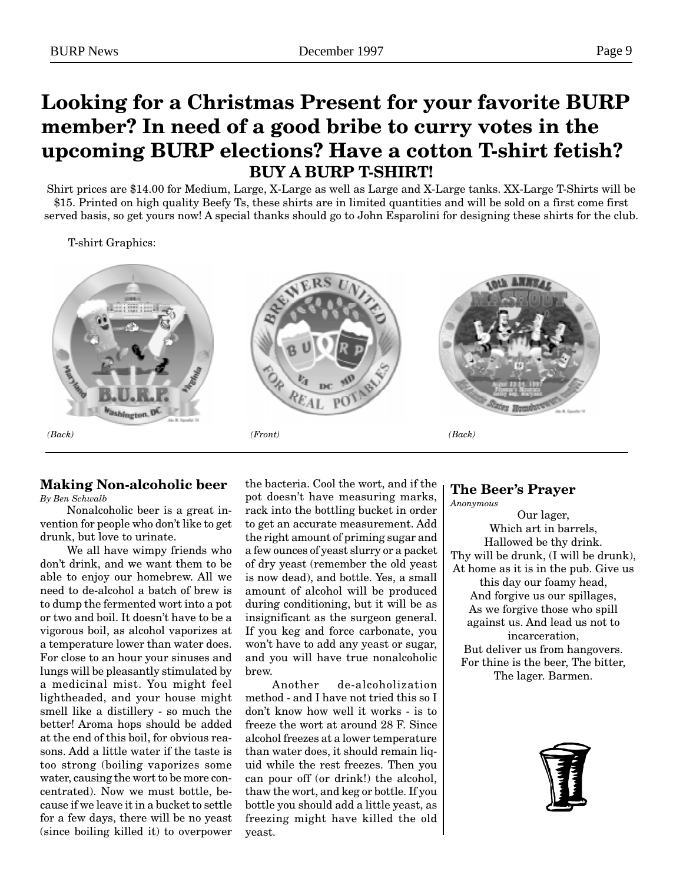# Looking for a Christmas Present for your favorite BURP member? In need of a good bribe to curry votes in the upcoming BURP elections? Have a cotton T-shirt fetish?

**BUY A BURP T-SHIRT!**

Shirt prices are $14.00 for Medium, Large, X-Large as well as Large and X-Large tanks. XX-Large T-Shirts will be $15. Printed on high quality Beefy Ts, these shirts are in limited quantities and will be sold on a first come first served basis, so get yours now! A special thanks should go to John Esparolini for designing these shirts for the club.

T-shirt Graphics:

*(Back)* *(Front)* *(Back)*

---

## Making Non-alcoholic beer

*By Ben Schwalb*

Nonalcoholic beer is a great invention for people who don't like to get drunk, but love to urinate.

We all have wimpy friends who don't drink, and we want them to be able to enjoy our homebrew. All we need to de-alcohol a batch of brew is to dump the fermented wort into a pot or two and boil. It doesn't have to be a vigorous boil, as alcohol vaporizes at a temperature lower than water does. For close to an hour your sinuses and lungs will be pleasantly stimulated by a medicinal mist. You might feel lightheaded, and your house might smell like a distillery - so much the better! Aroma hops should be added at the end of this boil, for obvious reasons. Add a little water if the taste is too strong (boiling vaporizes some water, causing the wort to be more concentrated). Now we must bottle, because if we leave it in a bucket to settle for a few days, there will be no yeast (since boiling killed it) to overpower the bacteria. Cool the wort, and if the pot doesn't have measuring marks, rack into the bottling bucket in order to get an accurate measurement. Add the right amount of priming sugar and a few ounces of yeast slurry or a packet of dry yeast (remember the old yeast is now dead), and bottle. Yes, a small amount of alcohol will be produced during conditioning, but it will be as insignificant as the surgeon general. If you keg and force carbonate, you won't have to add any yeast or sugar, and you will have true nonalcoholic brew.

Another de-alcoholization method - and I have not tried this so I don't know how well it works - is to freeze the wort at around 28 F. Since alcohol freezes at a lower temperature than water does, it should remain liquid while the rest freezes. Then you can pour off (or drink!) the alcohol, thaw the wort, and keg or bottle. If you bottle you should add a little yeast, as freezing might have killed the old yeast.

## The Beer's Prayer

*Anonymous*

Our lager,
Which art in barrels,
Hallowed be thy drink.
Thy will be drunk, (I will be drunk),
At home as it is in the pub. Give us
this day our foamy head,
And forgive us our spillages,
As we forgive those who spill
against us. And lead us not to
incarceration,
But deliver us from hangovers.
For thine is the beer, The bitter,
The lager. Barmen.